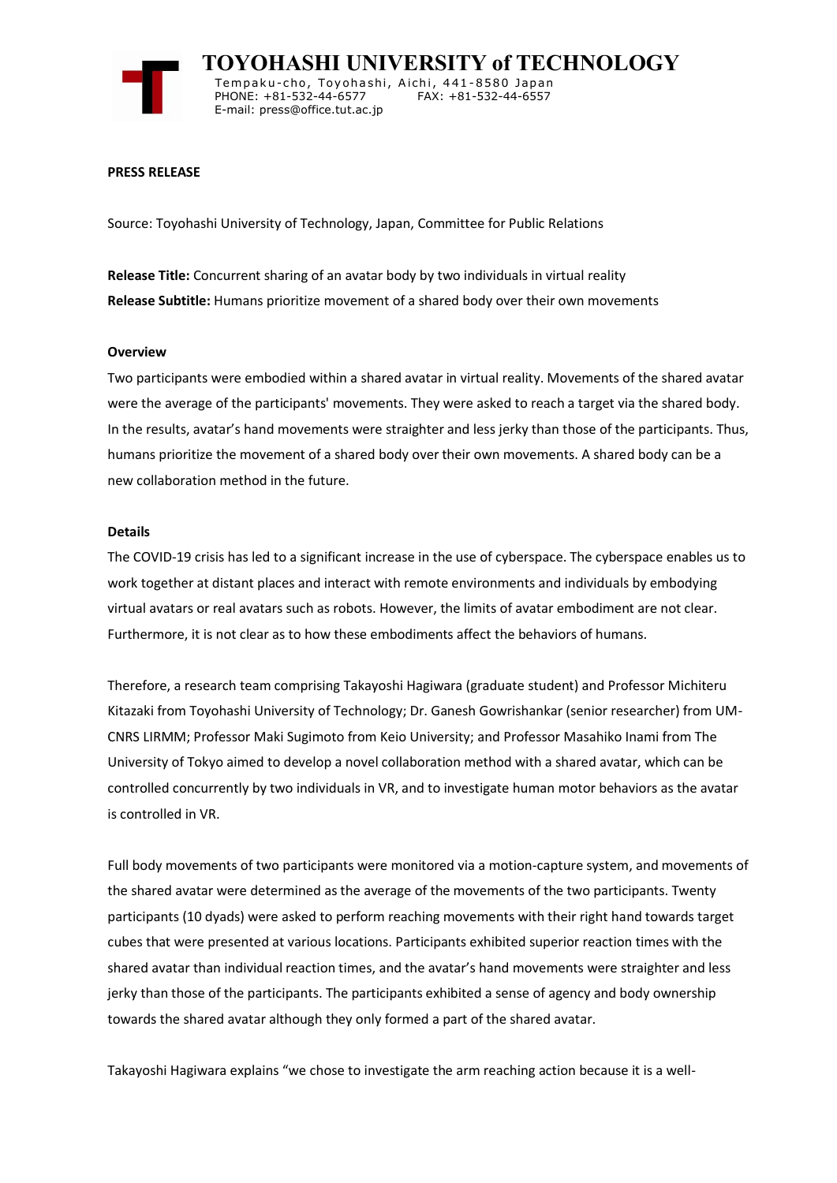# TOYOHASHI UNIVERSITY of TECHNOLOGY

Tempaku-cho, Toyohashi, Aichi, 441-8580 Japan
PHONE: +81-532-44-6577 FAX: +81-532-44-6557
E-mail: press@office.tut.ac.jp

**PRESS RELEASE**

Source: Toyohashi University of Technology, Japan, Committee for Public Relations

**Release Title:** Concurrent sharing of an avatar body by two individuals in virtual reality
**Release Subtitle:** Humans prioritize movement of a shared body over their own movements

## Overview

Two participants were embodied within a shared avatar in virtual reality. Movements of the shared avatar were the average of the participants' movements. They were asked to reach a target via the shared body. In the results, avatar's hand movements were straighter and less jerky than those of the participants. Thus, humans prioritize the movement of a shared body over their own movements. A shared body can be a new collaboration method in the future.

## Details

The COVID-19 crisis has led to a significant increase in the use of cyberspace. The cyberspace enables us to work together at distant places and interact with remote environments and individuals by embodying virtual avatars or real avatars such as robots. However, the limits of avatar embodiment are not clear. Furthermore, it is not clear as to how these embodiments affect the behaviors of humans.

Therefore, a research team comprising Takayoshi Hagiwara (graduate student) and Professor Michiteru Kitazaki from Toyohashi University of Technology; Dr. Ganesh Gowrishankar (senior researcher) from UM-CNRS LIRMM; Professor Maki Sugimoto from Keio University; and Professor Masahiko Inami from The University of Tokyo aimed to develop a novel collaboration method with a shared avatar, which can be controlled concurrently by two individuals in VR, and to investigate human motor behaviors as the avatar is controlled in VR.

Full body movements of two participants were monitored via a motion-capture system, and movements of the shared avatar were determined as the average of the movements of the two participants. Twenty participants (10 dyads) were asked to perform reaching movements with their right hand towards target cubes that were presented at various locations. Participants exhibited superior reaction times with the shared avatar than individual reaction times, and the avatar's hand movements were straighter and less jerky than those of the participants. The participants exhibited a sense of agency and body ownership towards the shared avatar although they only formed a part of the shared avatar.

Takayoshi Hagiwara explains "we chose to investigate the arm reaching action because it is a well-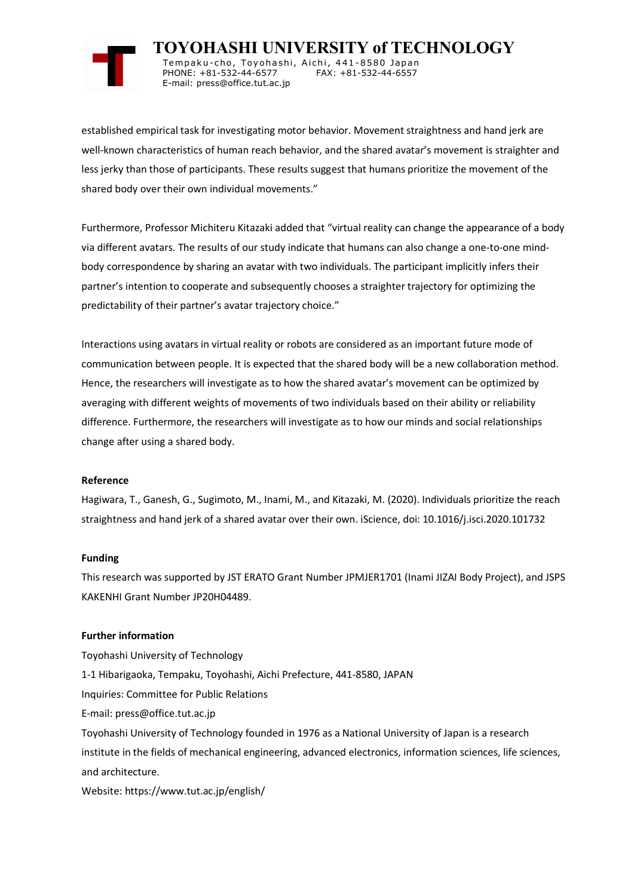established empirical task for investigating motor behavior. Movement straightness and hand jerk are well-known characteristics of human reach behavior, and the shared avatar's movement is straighter and less jerky than those of participants. These results suggest that humans prioritize the movement of the shared body over their own individual movements."

Furthermore, Professor Michiteru Kitazaki added that "virtual reality can change the appearance of a body via different avatars. The results of our study indicate that humans can also change a one-to-one mind-body correspondence by sharing an avatar with two individuals. The participant implicitly infers their partner's intention to cooperate and subsequently chooses a straighter trajectory for optimizing the predictability of their partner's avatar trajectory choice."

Interactions using avatars in virtual reality or robots are considered as an important future mode of communication between people. It is expected that the shared body will be a new collaboration method. Hence, the researchers will investigate as to how the shared avatar's movement can be optimized by averaging with different weights of movements of two individuals based on their ability or reliability difference. Furthermore, the researchers will investigate as to how our minds and social relationships change after using a shared body.

**Reference**

Hagiwara, T., Ganesh, G., Sugimoto, M., Inami, M., and Kitazaki, M. (2020). Individuals prioritize the reach straightness and hand jerk of a shared avatar over their own. iScience, doi: 10.1016/j.isci.2020.101732

**Funding**

This research was supported by JST ERATO Grant Number JPMJER1701 (Inami JIZAI Body Project), and JSPS KAKENHI Grant Number JP20H04489.

**Further information**

Toyohashi University of Technology
1-1 Hibarigaoka, Tempaku, Toyohashi, Aichi Prefecture, 441-8580, JAPAN
Inquiries: Committee for Public Relations
E-mail: press@office.tut.ac.jp
Toyohashi University of Technology founded in 1976 as a National University of Japan is a research institute in the fields of mechanical engineering, advanced electronics, information sciences, life sciences, and architecture.
Website: https://www.tut.ac.jp/english/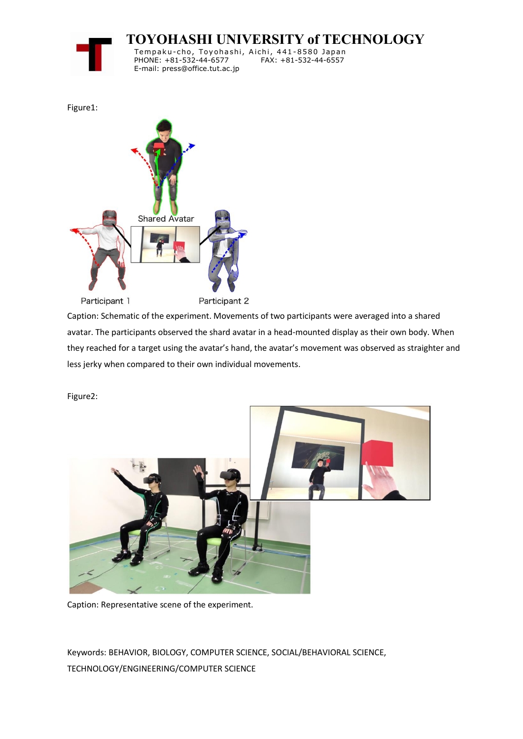# TOYOHASHI UNIVERSITY of TECHNOLOGY

Tempaku-cho, Toyohashi, Aichi, 441-8580 Japan
PHONE: +81-532-44-6577 FAX: +81-532-44-6557
E-mail: press@office.tut.ac.jp

Figure1:

Shared Avatar

Participant 1

Participant 2

Caption: Schematic of the experiment. Movements of two participants were averaged into a shared avatar. The participants observed the shard avatar in a head-mounted display as their own body. When they reached for a target using the avatar's hand, the avatar's movement was observed as straighter and less jerky when compared to their own individual movements.

Figure2:

Caption: Representative scene of the experiment.

Keywords: BEHAVIOR, BIOLOGY, COMPUTER SCIENCE, SOCIAL/BEHAVIORAL SCIENCE, TECHNOLOGY/ENGINEERING/COMPUTER SCIENCE